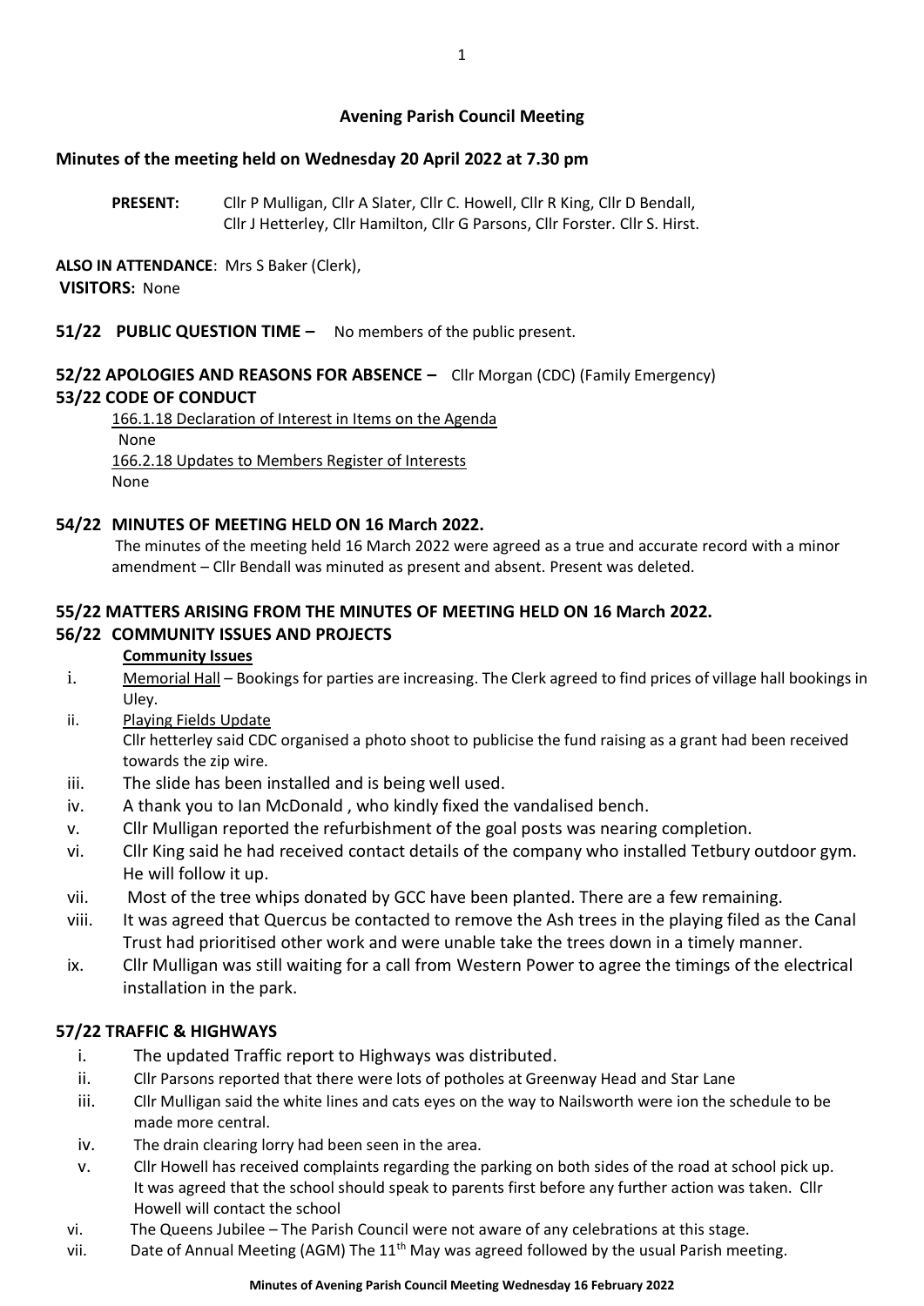## Avening Parish Council Meeting

### Minutes of the meeting held on Wednesday 20 April 2022 at 7.30 pm

**PRESENT:** Cllr P Mulligan, Cllr A Slater, Cllr C. Howell, Cllr R King, Cllr D Bendall, Cllr J Hetterley, Cllr Hamilton, Cllr G Parsons, Cllr Forster. Cllr S. Hirst.

**ALSO IN ATTENDANCE**: Mrs S Baker (Clerk),
**VISITORS:** None

**51/22 PUBLIC QUESTION TIME –** No members of the public present.

**52/22 APOLOGIES AND REASONS FOR ABSENCE –** Cllr Morgan (CDC) (Family Emergency)

**53/22 CODE OF CONDUCT**

166.1.18 Declaration of Interest in Items on the Agenda
None
166.2.18 Updates to Members Register of Interests
None

**54/22 MINUTES OF MEETING HELD ON 16 March 2022.**

The minutes of the meeting held 16 March 2022 were agreed as a true and accurate record with a minor amendment – Cllr Bendall was minuted as present and absent. Present was deleted.

**55/22 MATTERS ARISING FROM THE MINUTES OF MEETING HELD ON 16 March 2022.**

**56/22 COMMUNITY ISSUES AND PROJECTS**

**Community Issues**

i. Memorial Hall – Bookings for parties are increasing. The Clerk agreed to find prices of village hall bookings in Uley.
ii. Playing Fields Update
Cllr hetterley said CDC organised a photo shoot to publicise the fund raising as a grant had been received towards the zip wire.
iii. The slide has been installed and is being well used.
iv. A thank you to Ian McDonald , who kindly fixed the vandalised bench.
v. Cllr Mulligan reported the refurbishment of the goal posts was nearing completion.
vi. Cllr King said he had received contact details of the company who installed Tetbury outdoor gym. He will follow it up.
vii. Most of the tree whips donated by GCC have been planted. There are a few remaining.
viii. It was agreed that Quercus be contacted to remove the Ash trees in the playing filed as the Canal Trust had prioritised other work and were unable take the trees down in a timely manner.
ix. Cllr Mulligan was still waiting for a call from Western Power to agree the timings of the electrical installation in the park.

**57/22 TRAFFIC & HIGHWAYS**

i. The updated Traffic report to Highways was distributed.
ii. Cllr Parsons reported that there were lots of potholes at Greenway Head and Star Lane
iii. Cllr Mulligan said the white lines and cats eyes on the way to Nailsworth were ion the schedule to be made more central.
iv. The drain clearing lorry had been seen in the area.
v. Cllr Howell has received complaints regarding the parking on both sides of the road at school pick up. It was agreed that the school should speak to parents first before any further action was taken. Cllr Howell will contact the school
vi. The Queens Jubilee – The Parish Council were not aware of any celebrations at this stage.
vii. Date of Annual Meeting (AGM) The 11th May was agreed followed by the usual Parish meeting.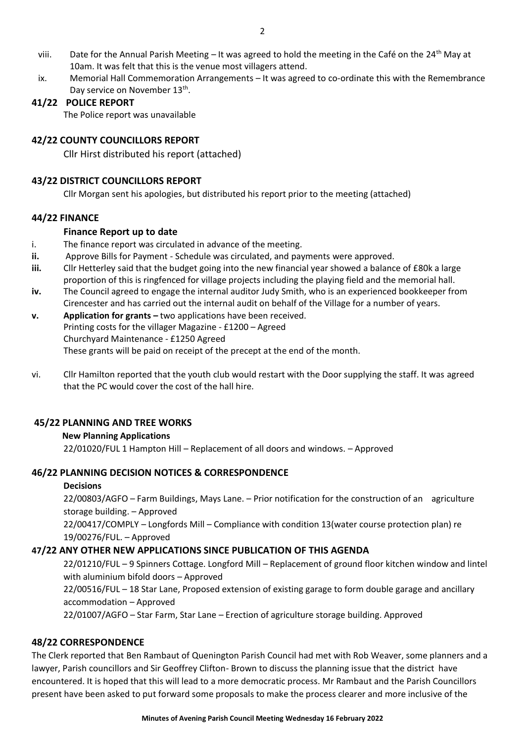viii. Date for the Annual Parish Meeting – It was agreed to hold the meeting in the Café on the 24th May at 10am. It was felt that this is the venue most villagers attend.

ix. Memorial Hall Commemoration Arrangements – It was agreed to co-ordinate this with the Remembrance Day service on November 13th.

### 41/22 POLICE REPORT

The Police report was unavailable

### 42/22 COUNTY COUNCILLORS REPORT

Cllr Hirst distributed his report (attached)

### 43/22 DISTRICT COUNCILLORS REPORT

Cllr Morgan sent his apologies, but distributed his report prior to the meeting (attached)

### 44/22 FINANCE

**Finance Report up to date**

i. The finance report was circulated in advance of the meeting.

**ii.** Approve Bills for Payment - Schedule was circulated, and payments were approved.

**iii.** Cllr Hetterley said that the budget going into the new financial year showed a balance of £80k a large proportion of this is ringfenced for village projects including the playing field and the memorial hall.

**iv.** The Council agreed to engage the internal auditor Judy Smith, who is an experienced bookkeeper from Cirencester and has carried out the internal audit on behalf of the Village for a number of years.

**v. Application for grants –** two applications have been received.
Printing costs for the villager Magazine - £1200 – Agreed
Churchyard Maintenance - £1250 Agreed
These grants will be paid on receipt of the precept at the end of the month.

vi. Cllr Hamilton reported that the youth club would restart with the Door supplying the staff. It was agreed that the PC would cover the cost of the hall hire.

### 45/22 PLANNING AND TREE WORKS

**New Planning Applications**

22/01020/FUL 1 Hampton Hill – Replacement of all doors and windows. – Approved

### 46/22 PLANNING DECISION NOTICES & CORRESPONDENCE

**Decisions**

22/00803/AGFO – Farm Buildings, Mays Lane. – Prior notification for the construction of an agriculture storage building. – Approved

22/00417/COMPLY – Longfords Mill – Compliance with condition 13(water course protection plan) re 19/00276/FUL. – Approved

### 47/22 ANY OTHER NEW APPLICATIONS SINCE PUBLICATION OF THIS AGENDA

22/01210/FUL – 9 Spinners Cottage. Longford Mill – Replacement of ground floor kitchen window and lintel with aluminium bifold doors – Approved

22/00516/FUL – 18 Star Lane, Proposed extension of existing garage to form double garage and ancillary accommodation – Approved

22/01007/AGFO – Star Farm, Star Lane – Erection of agriculture storage building. Approved

### 48/22 CORRESPONDENCE

The Clerk reported that Ben Rambaut of Quenington Parish Council had met with Rob Weaver, some planners and a lawyer, Parish councillors and Sir Geoffrey Clifton- Brown to discuss the planning issue that the district have encountered. It is hoped that this will lead to a more democratic process. Mr Rambaut and the Parish Councillors present have been asked to put forward some proposals to make the process clearer and more inclusive of the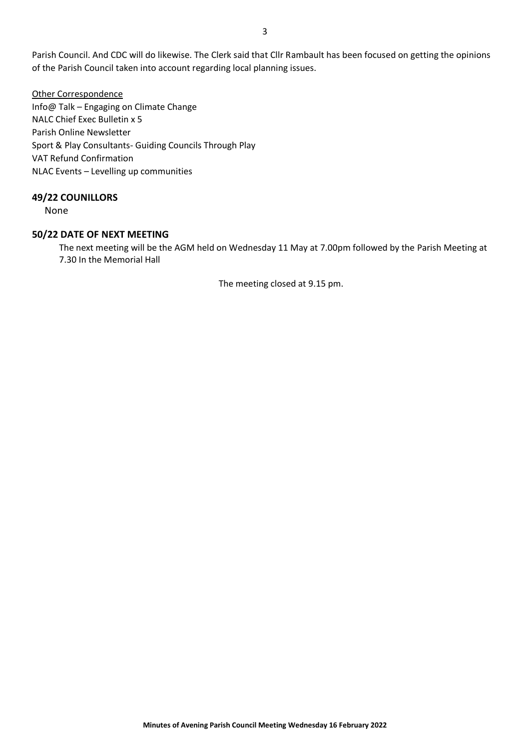Parish Council. And CDC will do likewise. The Clerk said that Cllr Rambault has been focused on getting the opinions of the Parish Council taken into account regarding local planning issues.

<u>Other Correspondence</u>
Info@ Talk – Engaging on Climate Change
NALC Chief Exec Bulletin x 5
Parish Online Newsletter
Sport & Play Consultants- Guiding Councils Through Play
VAT Refund Confirmation
NLAC Events – Levelling up communities

## 49/22 COUNILLORS

None

## 50/22 DATE OF NEXT MEETING

The next meeting will be the AGM held on Wednesday 11 May at 7.00pm followed by the Parish Meeting at 7.30 In the Memorial Hall

The meeting closed at 9.15 pm.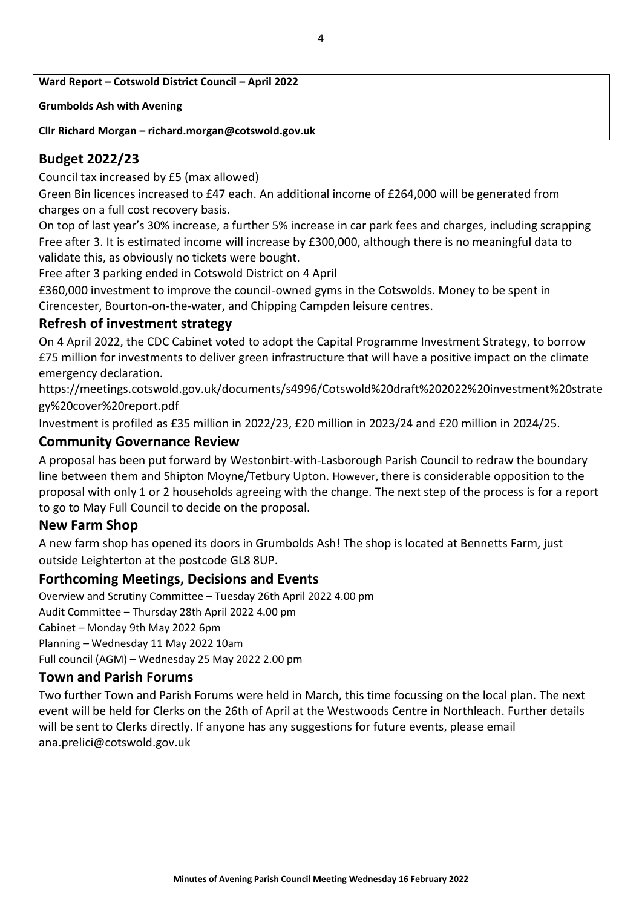**Ward Report – Cotswold District Council – April 2022**

**Grumbolds Ash with Avening**

**Cllr Richard Morgan – richard.morgan@cotswold.gov.uk**

## Budget 2022/23

Council tax increased by £5 (max allowed)

Green Bin licences increased to £47 each. An additional income of £264,000 will be generated from charges on a full cost recovery basis.

On top of last year's 30% increase, a further 5% increase in car park fees and charges, including scrapping Free after 3. It is estimated income will increase by £300,000, although there is no meaningful data to validate this, as obviously no tickets were bought.

Free after 3 parking ended in Cotswold District on 4 April

£360,000 investment to improve the council-owned gyms in the Cotswolds. Money to be spent in Cirencester, Bourton-on-the-water, and Chipping Campden leisure centres.

## Refresh of investment strategy

On 4 April 2022, the CDC Cabinet voted to adopt the Capital Programme Investment Strategy, to borrow £75 million for investments to deliver green infrastructure that will have a positive impact on the climate emergency declaration.

https://meetings.cotswold.gov.uk/documents/s4996/Cotswold%20draft%202022%20investment%20strategy%20cover%20report.pdf

Investment is profiled as £35 million in 2022/23, £20 million in 2023/24 and £20 million in 2024/25.

## Community Governance Review

A proposal has been put forward by Westonbirt-with-Lasborough Parish Council to redraw the boundary line between them and Shipton Moyne/Tetbury Upton. However, there is considerable opposition to the proposal with only 1 or 2 households agreeing with the change. The next step of the process is for a report to go to May Full Council to decide on the proposal.

## New Farm Shop

A new farm shop has opened its doors in Grumbolds Ash! The shop is located at Bennetts Farm, just outside Leighterton at the postcode GL8 8UP.

## Forthcoming Meetings, Decisions and Events

Overview and Scrutiny Committee – Tuesday 26th April 2022 4.00 pm

Audit Committee – Thursday 28th April 2022 4.00 pm

Cabinet – Monday 9th May 2022 6pm

Planning – Wednesday 11 May 2022 10am

Full council (AGM) – Wednesday 25 May 2022 2.00 pm

## Town and Parish Forums

Two further Town and Parish Forums were held in March, this time focussing on the local plan. The next event will be held for Clerks on the 26th of April at the Westwoods Centre in Northleach. Further details will be sent to Clerks directly. If anyone has any suggestions for future events, please email ana.prelici@cotswold.gov.uk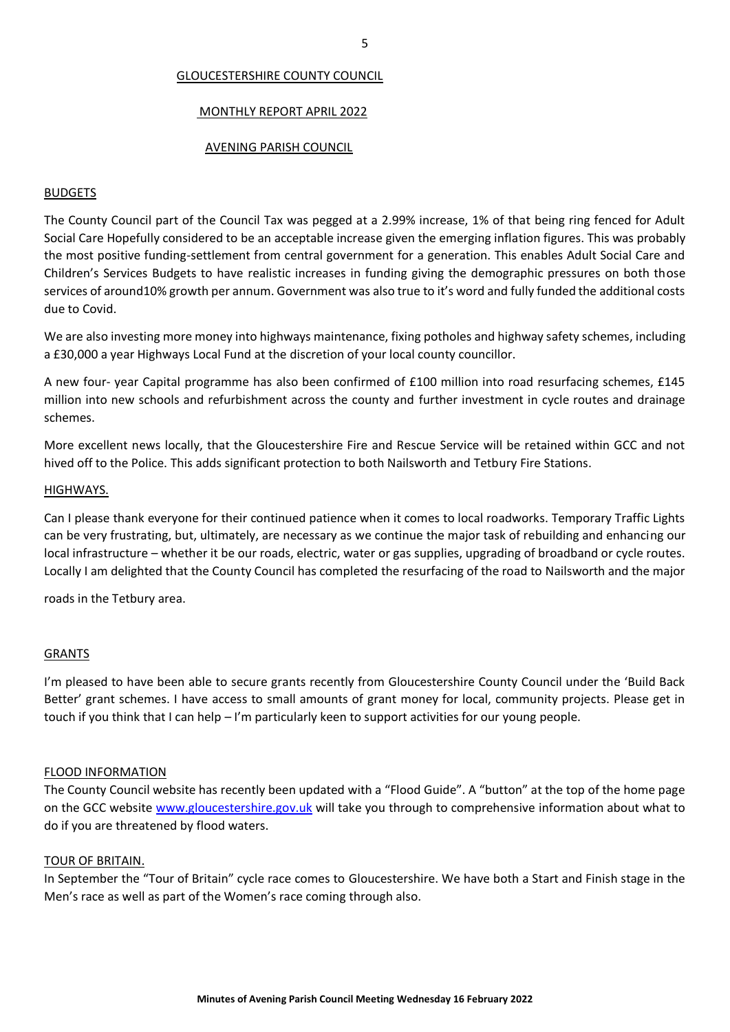GLOUCESTERSHIRE COUNTY COUNCIL

MONTHLY REPORT APRIL 2022

AVENING PARISH COUNCIL

## BUDGETS

The County Council part of the Council Tax was pegged at a 2.99% increase, 1% of that being ring fenced for Adult Social Care Hopefully considered to be an acceptable increase given the emerging inflation figures. This was probably the most positive funding-settlement from central government for a generation. This enables Adult Social Care and Children's Services Budgets to have realistic increases in funding giving the demographic pressures on both those services of around10% growth per annum. Government was also true to it's word and fully funded the additional costs due to Covid.

We are also investing more money into highways maintenance, fixing potholes and highway safety schemes, including a £30,000 a year Highways Local Fund at the discretion of your local county councillor.

A new four- year Capital programme has also been confirmed of £100 million into road resurfacing schemes, £145 million into new schools and refurbishment across the county and further investment in cycle routes and drainage schemes.

More excellent news locally, that the Gloucestershire Fire and Rescue Service will be retained within GCC and not hived off to the Police. This adds significant protection to both Nailsworth and Tetbury Fire Stations.

## HIGHWAYS.

Can I please thank everyone for their continued patience when it comes to local roadworks. Temporary Traffic Lights can be very frustrating, but, ultimately, are necessary as we continue the major task of rebuilding and enhancing our local infrastructure – whether it be our roads, electric, water or gas supplies, upgrading of broadband or cycle routes. Locally I am delighted that the County Council has completed the resurfacing of the road to Nailsworth and the major roads in the Tetbury area.

## GRANTS

I'm pleased to have been able to secure grants recently from Gloucestershire County Council under the 'Build Back Better' grant schemes. I have access to small amounts of grant money for local, community projects. Please get in touch if you think that I can help – I'm particularly keen to support activities for our young people.

## FLOOD INFORMATION

The County Council website has recently been updated with a "Flood Guide". A "button" at the top of the home page on the GCC website www.gloucestershire.gov.uk will take you through to comprehensive information about what to do if you are threatened by flood waters.

## TOUR OF BRITAIN.

In September the "Tour of Britain" cycle race comes to Gloucestershire. We have both a Start and Finish stage in the Men's race as well as part of the Women's race coming through also.